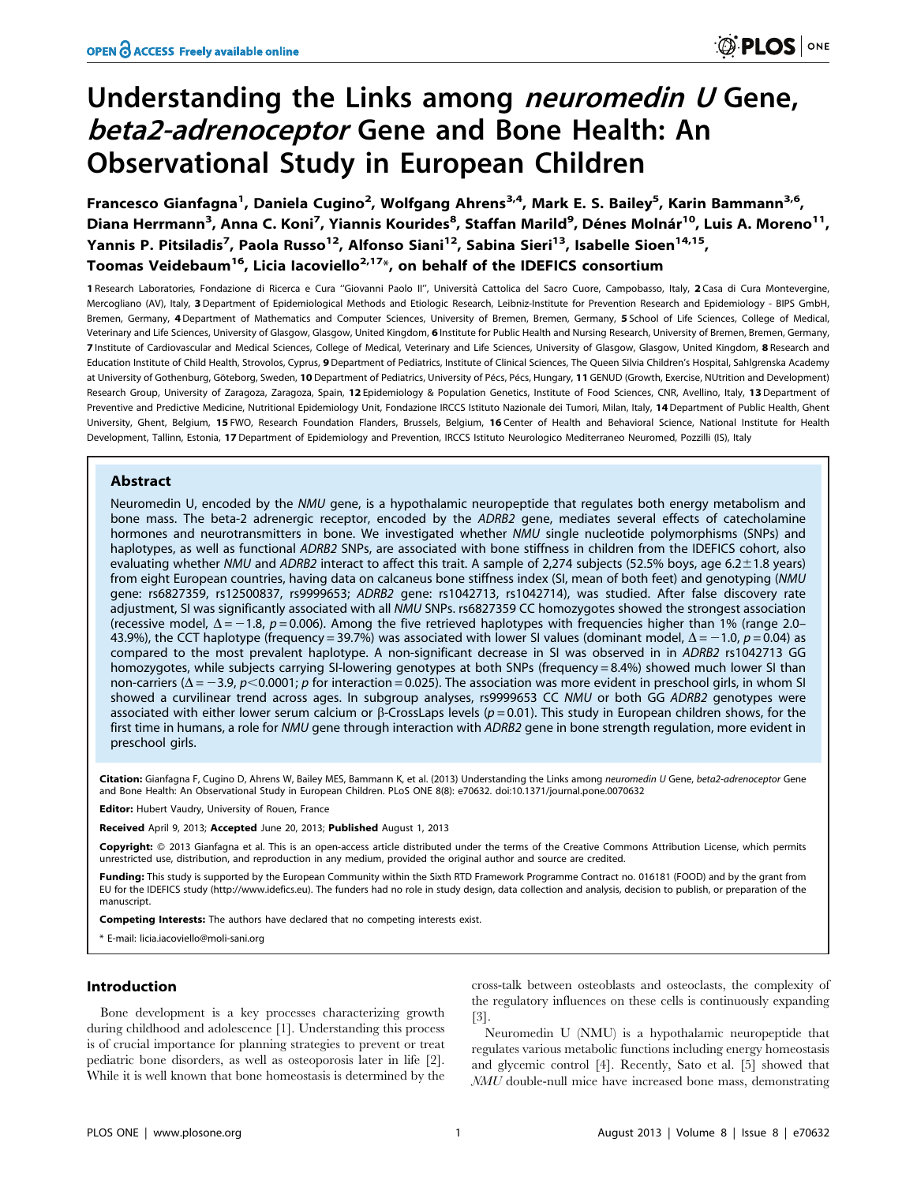# Understanding the Links among *neuromedin U* Gene, *beta2-adrenoceptor* Gene and Bone Health: An Observational Study in European Children

**Francesco Gianfagna[1], Daniela Cugino[2], Wolfgang Ahrens[3,4], Mark E. S. Bailey[5], Karin Bammann[3,6], Diana Herrmann[3], Anna C. Koni[7], Yiannis Kourides[8], Staffan Marild[9], Dénes Molnár[10], Luis A. Moreno[11], Yannis P. Pitsiladis[7], Paola Russo[12], Alfonso Siani[12], Sabina Sieri[13], Isabelle Sioen[14,15], Toomas Veidebaum[16], Licia Iacoviello[2,17]\*, on behalf of the IDEFICS consortium**

1 Research Laboratories, Fondazione di Ricerca e Cura "Giovanni Paolo II", Università Cattolica del Sacro Cuore, Campobasso, Italy, 2 Casa di Cura Montevergine, Mercogliano (AV), Italy, 3 Department of Epidemiological Methods and Etiologic Research, Leibniz-Institute for Prevention Research and Epidemiology - BIPS GmbH, Bremen, Germany, 4 Department of Mathematics and Computer Sciences, University of Bremen, Bremen, Germany, 5 School of Life Sciences, College of Medical, Veterinary and Life Sciences, University of Glasgow, Glasgow, United Kingdom, 6 Institute for Public Health and Nursing Research, University of Bremen, Bremen, Germany, 7 Institute of Cardiovascular and Medical Sciences, College of Medical, Veterinary and Life Sciences, University of Glasgow, Glasgow, United Kingdom, 8 Research and Education Institute of Child Health, Strovolos, Cyprus, 9 Department of Pediatrics, Institute of Clinical Sciences, The Queen Silvia Children's Hospital, Sahlgrenska Academy at University of Gothenburg, Göteborg, Sweden, 10 Department of Pediatrics, University of Pécs, Pécs, Hungary, 11 GENUD (Growth, Exercise, NUtrition and Development) Research Group, University of Zaragoza, Zaragoza, Spain, 12 Epidemiology & Population Genetics, Institute of Food Sciences, CNR, Avellino, Italy, 13 Department of Preventive and Predictive Medicine, Nutritional Epidemiology Unit, Fondazione IRCCS Istituto Nazionale dei Tumori, Milan, Italy, 14 Department of Public Health, Ghent University, Ghent, Belgium, 15 FWO, Research Foundation Flanders, Brussels, Belgium, 16 Center of Health and Behavioral Science, National Institute for Health Development, Tallinn, Estonia, 17 Department of Epidemiology and Prevention, IRCCS Istituto Neurologico Mediterraneo Neuromed, Pozzilli (IS), Italy

## Abstract

Neuromedin U, encoded by the *NMU* gene, is a hypothalamic neuropeptide that regulates both energy metabolism and bone mass. The beta-2 adrenergic receptor, encoded by the *ADRB2* gene, mediates several effects of catecholamine hormones and neurotransmitters in bone. We investigated whether *NMU* single nucleotide polymorphisms (SNPs) and haplotypes, as well as functional *ADRB2* SNPs, are associated with bone stiffness in children from the IDEFICS cohort, also evaluating whether *NMU* and *ADRB2* interact to affect this trait. A sample of 2,274 subjects (52.5% boys, age 6.2±1.8 years) from eight European countries, having data on calcaneus bone stiffness index (SI, mean of both feet) and genotyping (*NMU* gene: rs6827359, rs12500837, rs9999653; *ADRB2* gene: rs1042713, rs1042714), was studied. After false discovery rate adjustment, SI was significantly associated with all *NMU* SNPs. rs6827359 CC homozygotes showed the strongest association (recessive model, $\Delta = -1.8$, $p = 0.006$). Among the five retrieved haplotypes with frequencies higher than 1% (range 2.0–43.9%), the CCT haplotype (frequency = 39.7%) was associated with lower SI values (dominant model, $\Delta = -1.0$, $p = 0.04$) as compared to the most prevalent haplotype. A non-significant decrease in SI was observed in in *ADRB2* rs1042713 GG homozygotes, while subjects carrying SI-lowering genotypes at both SNPs (frequency = 8.4%) showed much lower SI than non-carriers ($\Delta = -3.9$, $p < 0.0001$; $p$ for interaction = 0.025). The association was more evident in preschool girls, in whom SI showed a curvilinear trend across ages. In subgroup analyses, rs9999653 CC *NMU* or both GG *ADRB2* genotypes were associated with either lower serum calcium or β-CrossLaps levels ($p = 0.01$). This study in European children shows, for the first time in humans, a role for *NMU* gene through interaction with *ADRB2* gene in bone strength regulation, more evident in preschool girls.

**Citation:** Gianfagna F, Cugino D, Ahrens W, Bailey MES, Bammann K, et al. (2013) Understanding the Links among *neuromedin U* Gene, *beta2-adrenoceptor* Gene and Bone Health: An Observational Study in European Children. PLoS ONE 8(8): e70632. doi:10.1371/journal.pone.0070632

**Editor:** Hubert Vaudry, University of Rouen, France

**Received** April 9, 2013; **Accepted** June 20, 2013; **Published** August 1, 2013

**Copyright:** © 2013 Gianfagna et al. This is an open-access article distributed under the terms of the Creative Commons Attribution License, which permits unrestricted use, distribution, and reproduction in any medium, provided the original author and source are credited.

**Funding:** This study is supported by the European Community within the Sixth RTD Framework Programme Contract no. 016181 (FOOD) and by the grant from EU for the IDEFICS study (http://www.idefics.eu). The funders had no role in study design, data collection and analysis, decision to publish, or preparation of the manuscript.

**Competing Interests:** The authors have declared that no competing interests exist.

\* E-mail: licia.iacoviello@moli-sani.org

## Introduction

Bone development is a key processes characterizing growth during childhood and adolescence [1]. Understanding this process is of crucial importance for planning strategies to prevent or treat pediatric bone disorders, as well as osteoporosis later in life [2]. While it is well known that bone homeostasis is determined by the cross-talk between osteoblasts and osteoclasts, the complexity of the regulatory influences on these cells is continuously expanding [3].

Neuromedin U (NMU) is a hypothalamic neuropeptide that regulates various metabolic functions including energy homeostasis and glycemic control [4]. Recently, Sato et al. [5] showed that *NMU* double-null mice have increased bone mass, demonstrating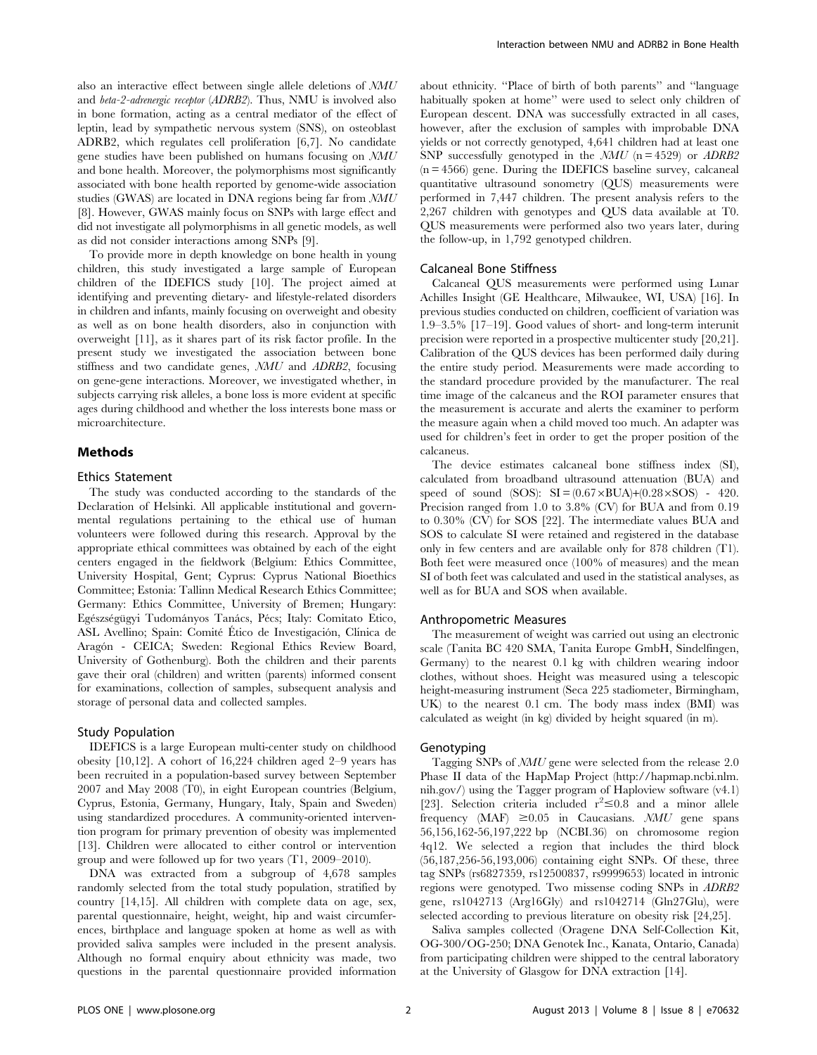also an interactive effect between single allele deletions of *NMU* and *beta-2-adrenergic receptor* (*ADRB2*). Thus, NMU is involved also in bone formation, acting as a central mediator of the effect of leptin, lead by sympathetic nervous system (SNS), on osteoblast ADRB2, which regulates cell proliferation [6,7]. No candidate gene studies have been published on humans focusing on *NMU* and bone health. Moreover, the polymorphisms most significantly associated with bone health reported by genome-wide association studies (GWAS) are located in DNA regions being far from *NMU* [8]. However, GWAS mainly focus on SNPs with large effect and did not investigate all polymorphisms in all genetic models, as well as did not consider interactions among SNPs [9].

To provide more in depth knowledge on bone health in young children, this study investigated a large sample of European children of the IDEFICS study [10]. The project aimed at identifying and preventing dietary- and lifestyle-related disorders in children and infants, mainly focusing on overweight and obesity as well as on bone health disorders, also in conjunction with overweight [11], as it shares part of its risk factor profile. In the present study we investigated the association between bone stiffness and two candidate genes, *NMU* and *ADRB2*, focusing on gene-gene interactions. Moreover, we investigated whether, in subjects carrying risk alleles, a bone loss is more evident at specific ages during childhood and whether the loss interests bone mass or microarchitecture.

## Methods

### Ethics Statement

The study was conducted according to the standards of the Declaration of Helsinki. All applicable institutional and governmental regulations pertaining to the ethical use of human volunteers were followed during this research. Approval by the appropriate ethical committees was obtained by each of the eight centers engaged in the fieldwork (Belgium: Ethics Committee, University Hospital, Gent; Cyprus: Cyprus National Bioethics Committee; Estonia: Tallinn Medical Research Ethics Committee; Germany: Ethics Committee, University of Bremen; Hungary: Egészségügyi Tudományos Tanács, Pécs; Italy: Comitato Etico, ASL Avellino; Spain: Comité Ético de Investigación, Clínica de Aragón - CEICA; Sweden: Regional Ethics Review Board, University of Gothenburg). Both the children and their parents gave their oral (children) and written (parents) informed consent for examinations, collection of samples, subsequent analysis and storage of personal data and collected samples.

### Study Population

IDEFICS is a large European multi-center study on childhood obesity [10,12]. A cohort of 16,224 children aged 2–9 years has been recruited in a population-based survey between September 2007 and May 2008 (T0), in eight European countries (Belgium, Cyprus, Estonia, Germany, Hungary, Italy, Spain and Sweden) using standardized procedures. A community-oriented intervention program for primary prevention of obesity was implemented [13]. Children were allocated to either control or intervention group and were followed up for two years (T1, 2009–2010).

DNA was extracted from a subgroup of 4,678 samples randomly selected from the total study population, stratified by country [14,15]. All children with complete data on age, sex, parental questionnaire, height, weight, hip and waist circumferences, birthplace and language spoken at home as well as with provided saliva samples were included in the present analysis. Although no formal enquiry about ethnicity was made, two questions in the parental questionnaire provided information about ethnicity. "Place of birth of both parents" and "language habitually spoken at home" were used to select only children of European descent. DNA was successfully extracted in all cases, however, after the exclusion of samples with improbable DNA yields or not correctly genotyped, 4,641 children had at least one SNP successfully genotyped in the *NMU* (n = 4529) or *ADRB2* (n = 4566) gene. During the IDEFICS baseline survey, calcaneal quantitative ultrasound sonometry (QUS) measurements were performed in 7,447 children. The present analysis refers to the 2,267 children with genotypes and QUS data available at T0. QUS measurements were performed also two years later, during the follow-up, in 1,792 genotyped children.

### Calcaneal Bone Stiffness

Calcaneal QUS measurements were performed using Lunar Achilles Insight (GE Healthcare, Milwaukee, WI, USA) [16]. In previous studies conducted on children, coefficient of variation was 1.9–3.5% [17–19]. Good values of short- and long-term interunit precision were reported in a prospective multicenter study [20,21]. Calibration of the QUS devices has been performed daily during the entire study period. Measurements were made according to the standard procedure provided by the manufacturer. The real time image of the calcaneus and the ROI parameter ensures that the measurement is accurate and alerts the examiner to perform the measure again when a child moved too much. An adapter was used for children's feet in order to get the proper position of the calcaneus.

The device estimates calcaneal bone stiffness index (SI), calculated from broadband ultrasound attenuation (BUA) and speed of sound (SOS): $SI = (0.67 \times BUA) + (0.28 \times SOS) - 420$. Precision ranged from 1.0 to 3.8% (CV) for BUA and from 0.19 to 0.30% (CV) for SOS [22]. The intermediate values BUA and SOS to calculate SI were retained and registered in the database only in few centers and are available only for 878 children (T1). Both feet were measured once (100% of measures) and the mean SI of both feet was calculated and used in the statistical analyses, as well as for BUA and SOS when available.

### Anthropometric Measures

The measurement of weight was carried out using an electronic scale (Tanita BC 420 SMA, Tanita Europe GmbH, Sindelfingen, Germany) to the nearest 0.1 kg with children wearing indoor clothes, without shoes. Height was measured using a telescopic height-measuring instrument (Seca 225 stadiometer, Birmingham, UK) to the nearest 0.1 cm. The body mass index (BMI) was calculated as weight (in kg) divided by height squared (in m).

### Genotyping

Tagging SNPs of *NMU* gene were selected from the release 2.0 Phase II data of the HapMap Project (http://hapmap.ncbi.nlm.nih.gov/) using the Tagger program of Haploview software (v4.1) [23]. Selection criteria included $r^2 \leq 0.8$ and a minor allele frequency (MAF) $\geq 0.05$ in Caucasians. *NMU* gene spans 56,156,162-56,197,222 bp (NCBI.36) on chromosome region 4q12. We selected a region that includes the third block (56,187,256-56,193,006) containing eight SNPs. Of these, three tag SNPs (rs6827359, rs12500837, rs9999653) located in intronic regions were genotyped. Two missense coding SNPs in *ADRB2* gene, rs1042713 (Arg16Gly) and rs1042714 (Gln27Glu), were selected according to previous literature on obesity risk [24,25].

Saliva samples collected (Oragene DNA Self-Collection Kit, OG-300/OG-250; DNA Genotek Inc., Kanata, Ontario, Canada) from participating children were shipped to the central laboratory at the University of Glasgow for DNA extraction [14].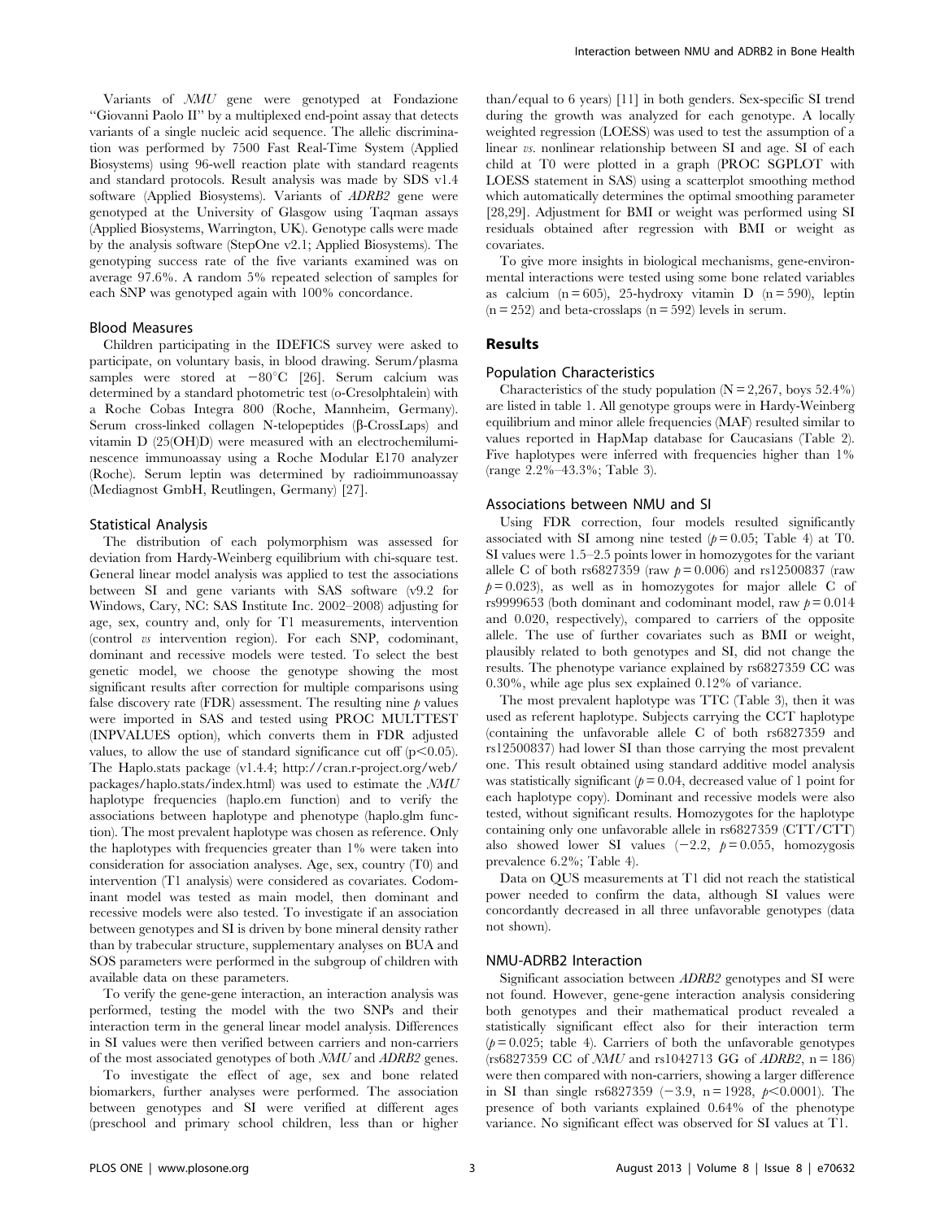Variants of *NMU* gene were genotyped at Fondazione "Giovanni Paolo II" by a multiplexed end-point assay that detects variants of a single nucleic acid sequence. The allelic discrimination was performed by 7500 Fast Real-Time System (Applied Biosystems) using 96-well reaction plate with standard reagents and standard protocols. Result analysis was made by SDS v1.4 software (Applied Biosystems). Variants of *ADRB2* gene were genotyped at the University of Glasgow using Taqman assays (Applied Biosystems, Warrington, UK). Genotype calls were made by the analysis software (StepOne v2.1; Applied Biosystems). The genotyping success rate of the five variants examined was on average 97.6%. A random 5% repeated selection of samples for each SNP was genotyped again with 100% concordance.

### Blood Measures

Children participating in the IDEFICS survey were asked to participate, on voluntary basis, in blood drawing. Serum/plasma samples were stored at $-80^{\circ}$C [26]. Serum calcium was determined by a standard photometric test (o-Cresolphtalein) with a Roche Cobas Integra 800 (Roche, Mannheim, Germany). Serum cross-linked collagen N-telopeptides (β-CrossLaps) and vitamin D (25(OH)D) were measured with an electrochemiluminescence immunoassay using a Roche Modular E170 analyzer (Roche). Serum leptin was determined by radioimmunoassay (Mediagnost GmbH, Reutlingen, Germany) [27].

### Statistical Analysis

The distribution of each polymorphism was assessed for deviation from Hardy-Weinberg equilibrium with chi-square test. General linear model analysis was applied to test the associations between SI and gene variants with SAS software (v9.2 for Windows, Cary, NC: SAS Institute Inc. 2002–2008) adjusting for age, sex, country and, only for T1 measurements, intervention (control *vs* intervention region). For each SNP, codominant, dominant and recessive models were tested. To select the best genetic model, we choose the genotype showing the most significant results after correction for multiple comparisons using false discovery rate (FDR) assessment. The resulting nine $p$ values were imported in SAS and tested using PROC MULTTEST (INPVALUES option), which converts them in FDR adjusted values, to allow the use of standard significance cut off ($p<0.05$). The Haplo.stats package (v1.4.4; http://cran.r-project.org/web/packages/haplo.stats/index.html) was used to estimate the *NMU* haplotype frequencies (haplo.em function) and to verify the associations between haplotype and phenotype (haplo.glm function). The most prevalent haplotype was chosen as reference. Only the haplotypes with frequencies greater than 1% were taken into consideration for association analyses. Age, sex, country (T0) and intervention (T1 analysis) were considered as covariates. Codominant model was tested as main model, then dominant and recessive models were also tested. To investigate if an association between genotypes and SI is driven by bone mineral density rather than by trabecular structure, supplementary analyses on BUA and SOS parameters were performed in the subgroup of children with available data on these parameters.

To verify the gene-gene interaction, an interaction analysis was performed, testing the model with the two SNPs and their interaction term in the general linear model analysis. Differences in SI values were then verified between carriers and non-carriers of the most associated genotypes of both *NMU* and *ADRB2* genes.

To investigate the effect of age, sex and bone related biomarkers, further analyses were performed. The association between genotypes and SI were verified at different ages (preschool and primary school children, less than or higher than/equal to 6 years) [11] in both genders. Sex-specific SI trend during the growth was analyzed for each genotype. A locally weighted regression (LOESS) was used to test the assumption of a linear *vs.* nonlinear relationship between SI and age. SI of each child at T0 were plotted in a graph (PROC SGPLOT with LOESS statement in SAS) using a scatterplot smoothing method which automatically determines the optimal smoothing parameter [28,29]. Adjustment for BMI or weight was performed using SI residuals obtained after regression with BMI or weight as covariates.

To give more insights in biological mechanisms, gene-environmental interactions were tested using some bone related variables as calcium ($n=605$), 25-hydroxy vitamin D ($n=590$), leptin ($n=252$) and beta-crosslaps ($n=592$) levels in serum.

## Results

### Population Characteristics

Characteristics of the study population ($N=2,267$, boys 52.4%) are listed in table 1. All genotype groups were in Hardy-Weinberg equilibrium and minor allele frequencies (MAF) resulted similar to values reported in HapMap database for Caucasians (Table 2). Five haplotypes were inferred with frequencies higher than 1% (range 2.2%–43.3%; Table 3).

### Associations between NMU and SI

Using FDR correction, four models resulted significantly associated with SI among nine tested ($p=0.05$; Table 4) at T0. SI values were 1.5–2.5 points lower in homozygotes for the variant allele C of both rs6827359 (raw $p=0.006$) and rs12500837 (raw $p=0.023$), as well as in homozygotes for major allele C of rs9999653 (both dominant and codominant model, raw $p=0.014$ and 0.020, respectively), compared to carriers of the opposite allele. The use of further covariates such as BMI or weight, plausibly related to both genotypes and SI, did not change the results. The phenotype variance explained by rs6827359 CC was 0.30%, while age plus sex explained 0.12% of variance.

The most prevalent haplotype was TTC (Table 3), then it was used as referent haplotype. Subjects carrying the CCT haplotype (containing the unfavorable allele C of both rs6827359 and rs12500837) had lower SI than those carrying the most prevalent one. This result obtained using standard additive model analysis was statistically significant ($p=0.04$, decreased value of 1 point for each haplotype copy). Dominant and recessive models were also tested, without significant results. Homozygotes for the haplotype containing only one unfavorable allele in rs6827359 (CTT/CTT) also showed lower SI values ($-2.2$, $p=0.055$, homozygosis prevalence 6.2%; Table 4).

Data on QUS measurements at T1 did not reach the statistical power needed to confirm the data, although SI values were concordantly decreased in all three unfavorable genotypes (data not shown).

### NMU-ADRB2 Interaction

Significant association between *ADRB2* genotypes and SI were not found. However, gene-gene interaction analysis considering both genotypes and their mathematical product revealed a statistically significant effect also for their interaction term ($p=0.025$; table 4). Carriers of both the unfavorable genotypes (rs6827359 CC of *NMU* and rs1042713 GG of *ADRB2*, $n=186$) were then compared with non-carriers, showing a larger difference in SI than single rs6827359 ($-3.9$, $n=1928$, $p<0.0001$). The presence of both variants explained 0.64% of the phenotype variance. No significant effect was observed for SI values at T1.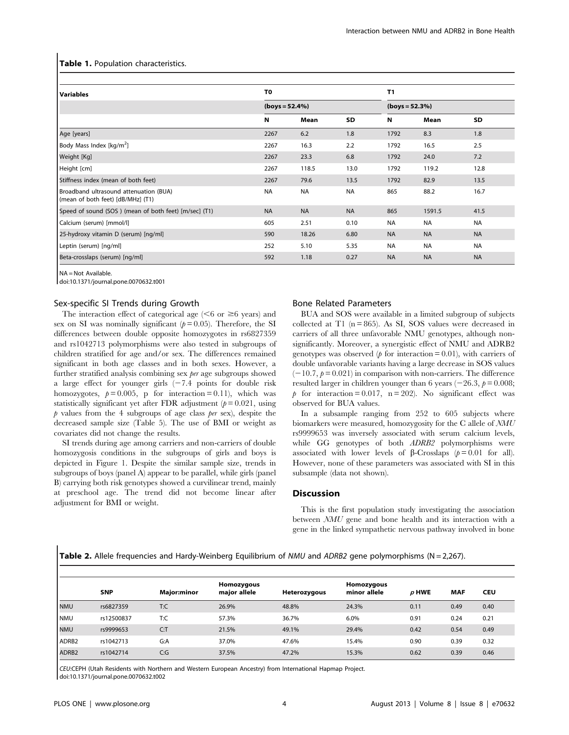**Table 1.** Population characteristics.

| Variables | T0 | | | T1 | | |
|---|---|---|---|---|---|---|
| | (boys = 52.4%) | | | (boys = 52.3%) | | |
| | N | Mean | SD | N | Mean | SD |
| Age [years] | 2267 | 6.2 | 1.8 | 1792 | 8.3 | 1.8 |
| Body Mass Index [kg/m$^2$] | 2267 | 16.3 | 2.2 | 1792 | 16.5 | 2.5 |
| Weight [Kg] | 2267 | 23.3 | 6.8 | 1792 | 24.0 | 7.2 |
| Height [cm] | 2267 | 118.5 | 13.0 | 1792 | 119.2 | 12.8 |
| Stiffness index (mean of both feet) | 2267 | 79.6 | 13.5 | 1792 | 82.9 | 13.5 |
| Broadband ultrasound attenuation (BUA) (mean of both feet) [dB/MHz] (T1) | NA | NA | NA | 865 | 88.2 | 16.7 |
| Speed of sound (SOS ) (mean of both feet) [m/sec] (T1) | NA | NA | NA | 865 | 1591.5 | 41.5 |
| Calcium (serum) [mmol/l] | 605 | 2.51 | 0.10 | NA | NA | NA |
| 25-hydroxy vitamin D (serum) [ng/ml] | 590 | 18.26 | 6.80 | NA | NA | NA |
| Leptin (serum) [ng/ml] | 252 | 5.10 | 5.35 | NA | NA | NA |
| Beta-crosslaps (serum) [ng/ml] | 592 | 1.18 | 0.27 | NA | NA | NA |

NA = Not Available.
doi:10.1371/journal.pone.0070632.t001

### Sex-specific SI Trends during Growth

The interaction effect of categorical age (<6 or ≥6 years) and sex on SI was nominally significant ($p = 0.05$). Therefore, the SI differences between double opposite homozygotes in rs6827359 and rs1042713 polymorphisms were also tested in subgroups of children stratified for age and/or sex. The differences remained significant in both age classes and in both sexes. However, a further stratified analysis combining sex *per* age subgroups showed a large effect for younger girls (−7.4 points for double risk homozygotes, $p = 0.005$, p for interaction = 0.11), which was statistically significant yet after FDR adjustment ($p = 0.021$, using $p$ values from the 4 subgroups of age class *per* sex), despite the decreased sample size (Table 5). The use of BMI or weight as covariates did not change the results.

SI trends during age among carriers and non-carriers of double homozygosis conditions in the subgroups of girls and boys is depicted in Figure 1. Despite the similar sample size, trends in subgroups of boys (panel A) appear to be parallel, while girls (panel B) carrying both risk genotypes showed a curvilinear trend, mainly at preschool age. The trend did not become linear after adjustment for BMI or weight.

### Bone Related Parameters

BUA and SOS were available in a limited subgroup of subjects collected at T1 (n = 865). As SI, SOS values were decreased in carriers of all three unfavorable NMU genotypes, although non-significantly. Moreover, a synergistic effect of NMU and ADRB2 genotypes was observed ($p$ for interaction = 0.01), with carriers of double unfavorable variants having a large decrease in SOS values (−10.7, $p = 0.021$) in comparison with non-carriers. The difference resulted larger in children younger than 6 years (−26.3, $p = 0.008$; $p$ for interaction = 0.017, n = 202). No significant effect was observed for BUA values.

In a subsample ranging from 252 to 605 subjects where biomarkers were measured, homozygosity for the C allele of *NMU* rs9999653 was inversely associated with serum calcium levels, while GG genotypes of both *ADRB2* polymorphisms were associated with lower levels of β-Crosslaps ($p = 0.01$ for all). However, none of these parameters was associated with SI in this subsample (data not shown).

## Discussion

This is the first population study investigating the association between *NMU* gene and bone health and its interaction with a gene in the linked sympathetic nervous pathway involved in bone

**Table 2.** Allele frequencies and Hardy-Weinberg Equilibrium of *NMU* and *ADRB2* gene polymorphisms (N = 2,267).

| | SNP | Major:minor | Homozygous major allele | Heterozygous | Homozygous minor allele | $p$ HWE | MAF | CEU |
|---|---|---|---|---|---|---|---|---|
| NMU | rs6827359 | T:C | 26.9% | 48.8% | 24.3% | 0.11 | 0.49 | 0.40 |
| NMU | rs12500837 | T:C | 57.3% | 36.7% | 6.0% | 0.91 | 0.24 | 0.21 |
| NMU | rs9999653 | C:T | 21.5% | 49.1% | 29.4% | 0.42 | 0.54 | 0.49 |
| ADRB2 | rs1042713 | G:A | 37.0% | 47.6% | 15.4% | 0.90 | 0.39 | 0.32 |
| ADRB2 | rs1042714 | C:G | 37.5% | 47.2% | 15.3% | 0.62 | 0.39 | 0.46 |

*CEU*:CEPH (Utah Residents with Northern and Western European Ancestry) from International Hapmap Project.
doi:10.1371/journal.pone.0070632.t002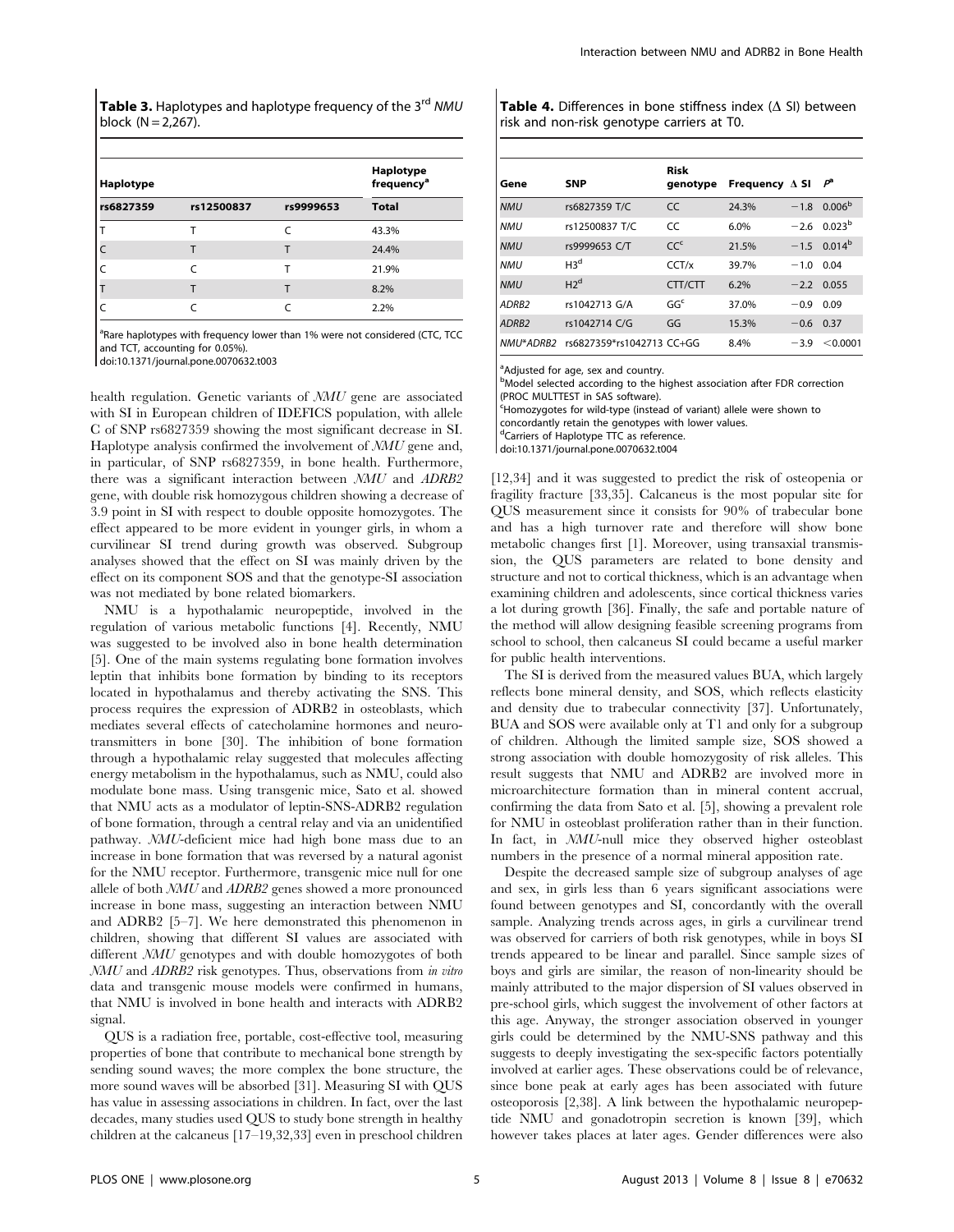**Table 3.** Haplotypes and haplotype frequency of the 3[rd] *NMU* block (N = 2,267).

| Haplotype | | | Haplotype frequency[a] |
|---|---|---|---|
| rs6827359 | rs12500837 | rs9999653 | Total |
| T | T | C | 43.3% |
| C | T | T | 24.4% |
| C | C | T | 21.9% |
| T | T | T | 8.2% |
| C | C | C | 2.2% |

[a]Rare haplotypes with frequency lower than 1% were not considered (CTC, TCC and TCT, accounting for 0.05%).
doi:10.1371/journal.pone.0070632.t003

**Table 4.** Differences in bone stiffness index (Δ SI) between risk and non-risk genotype carriers at T0.

| Gene | SNP | Risk genotype | Frequency | Δ SI | $P$[a] |
|---|---|---|---|---|---|
| *NMU* | rs6827359 T/C | CC | 24.3% | −1.8 | 0.006[b] |
| *NMU* | rs12500837 T/C | CC | 6.0% | −2.6 | 0.023[b] |
| *NMU* | rs9999653 C/T | CC[c] | 21.5% | −1.5 | 0.014[b] |
| *NMU* | H3[d] | CCT/x | 39.7% | −1.0 | 0.04 |
| *NMU* | H2[d] | CTT/CTT | 6.2% | −2.2 | 0.055 |
| *ADRB2* | rs1042713 G/A | GG[c] | 37.0% | −0.9 | 0.09 |
| *ADRB2* | rs1042714 C/G | GG | 15.3% | −0.6 | 0.37 |
| *NMU\*ADRB2* | rs6827359\*rs1042713 | CC+GG | 8.4% | −3.9 | <0.0001 |

[a]Adjusted for age, sex and country.
[b]Model selected according to the highest association after FDR correction (PROC MULTTEST in SAS software).
[c]Homozygotes for wild-type (instead of variant) allele were shown to concordantly retain the genotypes with lower values.
[d]Carriers of Haplotype TTC as reference.
doi:10.1371/journal.pone.0070632.t004

health regulation. Genetic variants of *NMU* gene are associated with SI in European children of IDEFICS population, with allele C of SNP rs6827359 showing the most significant decrease in SI. Haplotype analysis confirmed the involvement of *NMU* gene and, in particular, of SNP rs6827359, in bone health. Furthermore, there was a significant interaction between *NMU* and *ADRB2* gene, with double risk homozygous children showing a decrease of 3.9 point in SI with respect to double opposite homozygotes. The effect appeared to be more evident in younger girls, in whom a curvilinear SI trend during growth was observed. Subgroup analyses showed that the effect on SI was mainly driven by the effect on its component SOS and that the genotype-SI association was not mediated by bone related biomarkers.

NMU is a hypothalamic neuropeptide, involved in the regulation of various metabolic functions [4]. Recently, NMU was suggested to be involved also in bone health determination [5]. One of the main systems regulating bone formation involves leptin that inhibits bone formation by binding to its receptors located in hypothalamus and thereby activating the SNS. This process requires the expression of ADRB2 in osteoblasts, which mediates several effects of catecholamine hormones and neurotransmitters in bone [30]. The inhibition of bone formation through a hypothalamic relay suggested that molecules affecting energy metabolism in the hypothalamus, such as NMU, could also modulate bone mass. Using transgenic mice, Sato et al. showed that NMU acts as a modulator of leptin-SNS-ADRB2 regulation of bone formation, through a central relay and via an unidentified pathway. *NMU*-deficient mice had high bone mass due to an increase in bone formation that was reversed by a natural agonist for the NMU receptor. Furthermore, transgenic mice null for one allele of both *NMU* and *ADRB2* genes showed a more pronounced increase in bone mass, suggesting an interaction between NMU and ADRB2 [5–7]. We here demonstrated this phenomenon in children, showing that different SI values are associated with different *NMU* genotypes and with double homozygotes of both *NMU* and *ADRB2* risk genotypes. Thus, observations from *in vitro* data and transgenic mouse models were confirmed in humans, that NMU is involved in bone health and interacts with ADRB2 signal.

QUS is a radiation free, portable, cost-effective tool, measuring properties of bone that contribute to mechanical bone strength by sending sound waves; the more complex the bone structure, the more sound waves will be absorbed [31]. Measuring SI with QUS has value in assessing associations in children. In fact, over the last decades, many studies used QUS to study bone strength in healthy children at the calcaneus [17–19,32,33] even in preschool children [12,34] and it was suggested to predict the risk of osteopenia or fragility fracture [33,35]. Calcaneus is the most popular site for QUS measurement since it consists for 90% of trabecular bone and has a high turnover rate and therefore will show bone metabolic changes first [1]. Moreover, using transaxial transmission, the QUS parameters are related to bone density and structure and not to cortical thickness, which is an advantage when examining children and adolescents, since cortical thickness varies a lot during growth [36]. Finally, the safe and portable nature of the method will allow designing feasible screening programs from school to school, then calcaneus SI could became a useful marker for public health interventions.

The SI is derived from the measured values BUA, which largely reflects bone mineral density, and SOS, which reflects elasticity and density due to trabecular connectivity [37]. Unfortunately, BUA and SOS were available only at T1 and only for a subgroup of children. Although the limited sample size, SOS showed a strong association with double homozygosity of risk alleles. This result suggests that NMU and ADRB2 are involved more in microarchitecture formation than in mineral content accrual, confirming the data from Sato et al. [5], showing a prevalent role for NMU in osteoblast proliferation rather than in their function. In fact, in *NMU*-null mice they observed higher osteoblast numbers in the presence of a normal mineral apposition rate.

Despite the decreased sample size of subgroup analyses of age and sex, in girls less than 6 years significant associations were found between genotypes and SI, concordantly with the overall sample. Analyzing trends across ages, in girls a curvilinear trend was observed for carriers of both risk genotypes, while in boys SI trends appeared to be linear and parallel. Since sample sizes of boys and girls are similar, the reason of non-linearity should be mainly attributed to the major dispersion of SI values observed in pre-school girls, which suggest the involvement of other factors at this age. Anyway, the stronger association observed in younger girls could be determined by the NMU-SNS pathway and this suggests to deeply investigating the sex-specific factors potentially involved at earlier ages. These observations could be of relevance, since bone peak at early ages has been associated with future osteoporosis [2,38]. A link between the hypothalamic neuropeptide NMU and gonadotropin secretion is known [39], which however takes places at later ages. Gender differences were also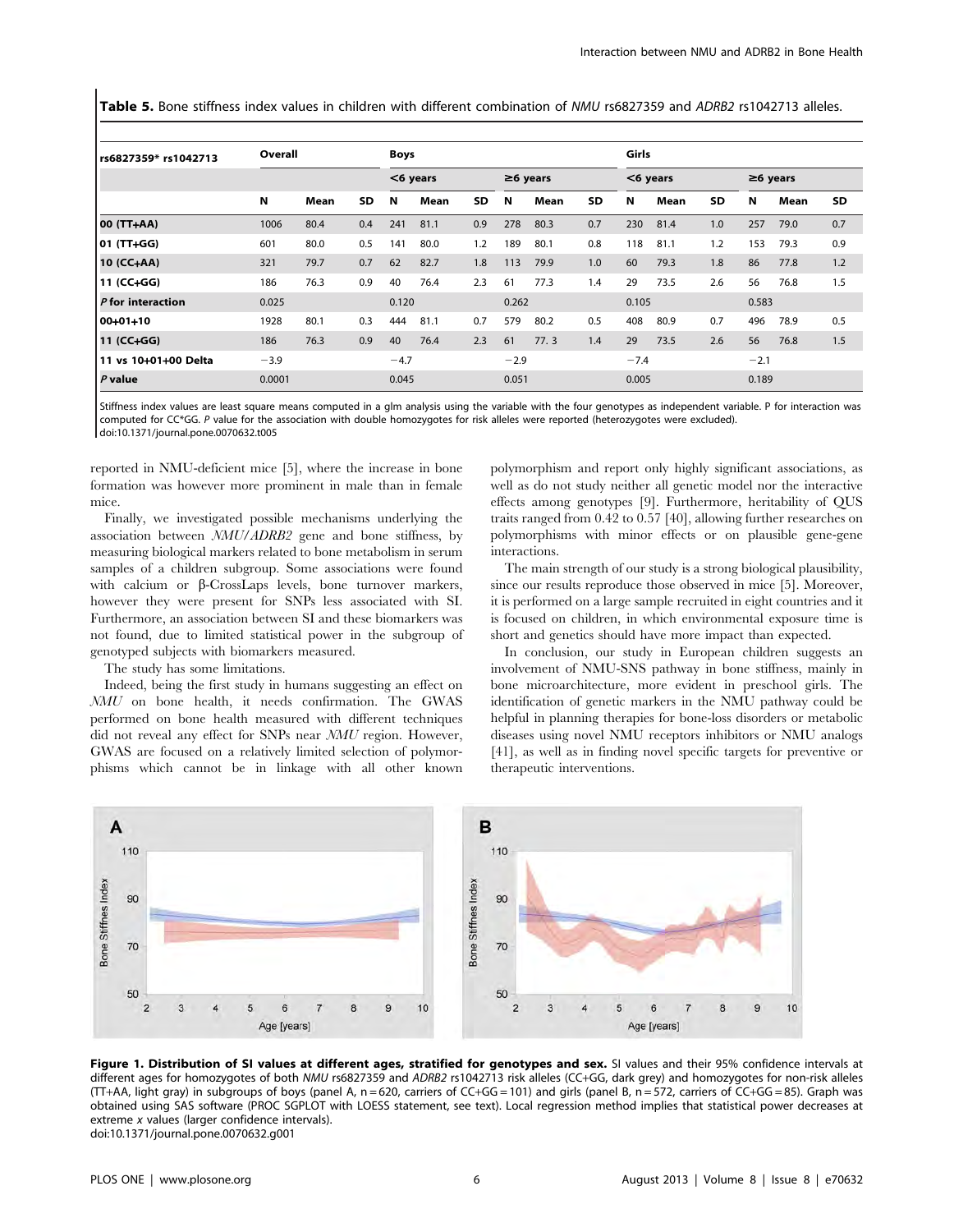**Table 5.** Bone stiffness index values in children with different combination of *NMU* rs6827359 and *ADRB2* rs1042713 alleles.

| rs6827359* rs1042713 | Overall | | | Boys | | | | | | Girls | | | | | |
|---|---|---|---|---|---|---|---|---|---|---|---|---|---|---|---|
| | | | | <6 years | | | ≥6 years | | | <6 years | | | ≥6 years | | |
| | N | Mean | SD | N | Mean | SD | N | Mean | SD | N | Mean | SD | N | Mean | SD |
| **00 (TT+AA)** | 1006 | 80.4 | 0.4 | 241 | 81.1 | 0.9 | 278 | 80.3 | 0.7 | 230 | 81.4 | 1.0 | 257 | 79.0 | 0.7 |
| **01 (TT+GG)** | 601 | 80.0 | 0.5 | 141 | 80.0 | 1.2 | 189 | 80.1 | 0.8 | 118 | 81.1 | 1.2 | 153 | 79.3 | 0.9 |
| **10 (CC+AA)** | 321 | 79.7 | 0.7 | 62 | 82.7 | 1.8 | 113 | 79.9 | 1.0 | 60 | 79.3 | 1.8 | 86 | 77.8 | 1.2 |
| **11 (CC+GG)** | 186 | 76.3 | 0.9 | 40 | 76.4 | 2.3 | 61 | 77.3 | 1.4 | 29 | 73.5 | 2.6 | 56 | 76.8 | 1.5 |
| ***P* for interaction** | 0.025 | | | 0.120 | | | 0.262 | | | 0.105 | | | 0.583 | | |
| **00+01+10** | 1928 | 80.1 | 0.3 | 444 | 81.1 | 0.7 | 579 | 80.2 | 0.5 | 408 | 80.9 | 0.7 | 496 | 78.9 | 0.5 |
| **11 (CC+GG)** | 186 | 76.3 | 0.9 | 40 | 76.4 | 2.3 | 61 | 77. 3 | 1.4 | 29 | 73.5 | 2.6 | 56 | 76.8 | 1.5 |
| **11 vs 10+01+00 Delta** | −3.9 | | | −4.7 | | | −2.9 | | | −7.4 | | | −2.1 | | |
| ***P* value** | 0.0001 | | | 0.045 | | | 0.051 | | | 0.005 | | | 0.189 | | |

Stiffness index values are least square means computed in a glm analysis using the variable with the four genotypes as independent variable. P for interaction was computed for CC*GG. *P* value for the association with double homozygotes for risk alleles were reported (heterozygotes were excluded).
doi:10.1371/journal.pone.0070632.t005

reported in NMU-deficient mice [5], where the increase in bone formation was however more prominent in male than in female mice.

Finally, we investigated possible mechanisms underlying the association between *NMU/ADRB2* gene and bone stiffness, by measuring biological markers related to bone metabolism in serum samples of a children subgroup. Some associations were found with calcium or β-CrossLaps levels, bone turnover markers, however they were present for SNPs less associated with SI. Furthermore, an association between SI and these biomarkers was not found, due to limited statistical power in the subgroup of genotyped subjects with biomarkers measured.

The study has some limitations.

Indeed, being the first study in humans suggesting an effect on *NMU* on bone health, it needs confirmation. The GWAS performed on bone health measured with different techniques did not reveal any effect for SNPs near *NMU* region. However, GWAS are focused on a relatively limited selection of polymorphisms which cannot be in linkage with all other known polymorphism and report only highly significant associations, as well as do not study neither all genetic model nor the interactive effects among genotypes [9]. Furthermore, heritability of QUS traits ranged from 0.42 to 0.57 [40], allowing further researches on polymorphisms with minor effects or on plausible gene-gene interactions.

The main strength of our study is a strong biological plausibility, since our results reproduce those observed in mice [5]. Moreover, it is performed on a large sample recruited in eight countries and it is focused on children, in which environmental exposure time is short and genetics should have more impact than expected.

In conclusion, our study in European children suggests an involvement of NMU-SNS pathway in bone stiffness, mainly in bone microarchitecture, more evident in preschool girls. The identification of genetic markers in the NMU pathway could be helpful in planning therapies for bone-loss disorders or metabolic diseases using novel NMU receptors inhibitors or NMU analogs [41], as well as in finding novel specific targets for preventive or therapeutic interventions.

**Figure 1. Distribution of SI values at different ages, stratified for genotypes and sex.** SI values and their 95% confidence intervals at different ages for homozygotes of both *NMU* rs6827359 and *ADRB2* rs1042713 risk alleles (CC+GG, dark grey) and homozygotes for non-risk alleles (TT+AA, light gray) in subgroups of boys (panel A, n = 620, carriers of CC+GG = 101) and girls (panel B, n = 572, carriers of CC+GG = 85). Graph was obtained using SAS software (PROC SGPLOT with LOESS statement, see text). Local regression method implies that statistical power decreases at extreme *x* values (larger confidence intervals).
doi:10.1371/journal.pone.0070632.g001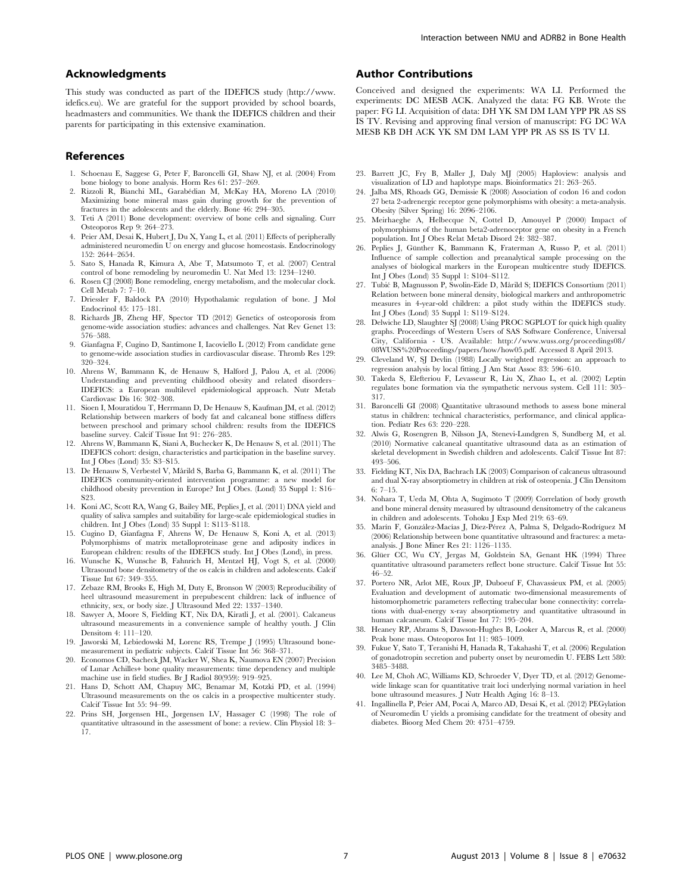## Acknowledgments

This study was conducted as part of the IDEFICS study (http://www.idefics.eu). We are grateful for the support provided by school boards, headmasters and communities. We thank the IDEFICS children and their parents for participating in this extensive examination.

## Author Contributions

Conceived and designed the experiments: WA LI. Performed the experiments: DC MESB ACK. Analyzed the data: FG KB. Wrote the paper: FG LI. Acquisition of data: DH YK SM DM LAM YPP PR AS SS IS TV. Revising and approving final version of manuscript: FG DC WA MESB KB DH ACK YK SM DM LAM YPP PR AS SS IS TV LI.

## References

1. Schoenau E, Saggese G, Peter F, Baroncelli GI, Shaw NJ, et al. (2004) From bone biology to bone analysis. Horm Res 61: 257–269.
2. Rizzoli R, Bianchi ML, Garabédian M, McKay HA, Moreno LA (2010) Maximizing bone mineral mass gain during growth for the prevention of fractures in the adolescents and the elderly. Bone 46: 294–305.
3. Teti A (2011) Bone development: overview of bone cells and signaling. Curr Osteoporos Rep 9: 264–273.
4. Peier AM, Desai K, Hubert J, Du X, Yang L, et al. (2011) Effects of peripherally administered neuromedin U on energy and glucose homeostasis. Endocrinology 152: 2644–2654.
5. Sato S, Hanada R, Kimura A, Abe T, Matsumoto T, et al. (2007) Central control of bone remodeling by neuromedin U. Nat Med 13: 1234–1240.
6. Rosen CJ (2008) Bone remodeling, energy metabolism, and the molecular clock. Cell Metab 7: 7–10.
7. Driessler F, Baldock PA (2010) Hypothalamic regulation of bone. J Mol Endocrinol 45: 175–181.
8. Richards JB, Zheng HF, Spector TD (2012) Genetics of osteoporosis from genome-wide association studies: advances and challenges. Nat Rev Genet 13: 576–588.
9. Gianfagna F, Cugino D, Santimone I, Iacoviello L (2012) From candidate gene to genome-wide association studies in cardiovascular disease. Thromb Res 129: 320–324.
10. Ahrens W, Bammann K, de Henauw S, Halford J, Palou A, et al. (2006) Understanding and preventing childhood obesity and related disorders–IDEFICS: a European multilevel epidemiological approach. Nutr Metab Cardiovasc Dis 16: 302–308.
11. Sioen I, Mouratidou T, Herrmann D, De Henauw S, Kaufman JM, et al. (2012) Relationship between markers of body fat and calcaneal bone stiffness differs between preschool and primary school children: results from the IDEFICS baseline survey. Calcif Tissue Int 91: 276–285.
12. Ahrens W, Bammann K, Siani A, Buchecker K, De Henauw S, et al. (2011) The IDEFICS cohort: design, characteristics and participation in the baseline survey. Int J Obes (Lond) 35: S3–S15.
13. De Henauw S, Verbestel V, Mårild S, Barba G, Bammann K, et al. (2011) The IDEFICS community-oriented intervention programme: a new model for childhood obesity prevention in Europe? Int J Obes. (Lond) 35 Suppl 1: S16–S23.
14. Koni AC, Scott RA, Wang G, Bailey ME, Peplies J, et al. (2011) DNA yield and quality of saliva samples and suitability for large-scale epidemiological studies in children. Int J Obes (Lond) 35 Suppl 1: S113–S118.
15. Cugino D, Gianfagna F, Ahrens W, De Henauw S, Koni A, et al. (2013) Polymorphisms of matrix metalloproteinase gene and adiposity indices in European children: results of the IDEFICS study. Int J Obes (Lond), in press.
16. Wunsche K, Wunsche B, Fahnrich H, Mentzel HJ, Vogt S, et al. (2000) Ultrasound bone densitometry of the os calcis in children and adolescents. Calcif Tissue Int 67: 349–355.
17. Zebaze RM, Brooks E, High M, Duty E, Bronson W (2003) Reproducibility of heel ultrasound measurement in prepubescent children: lack of influence of ethnicity, sex, or body size. J Ultrasound Med 22: 1337–1340.
18. Sawyer A, Moore S, Fielding KT, Nix DA, Kiratli J, et al. (2001). Calcaneus ultrasound measurements in a convenience sample of healthy youth. J Clin Densitom 4: 111–120.
19. Jaworski M, Lebiedowski M, Lorenc RS, Trempe J (1995) Ultrasound bone-measurement in pediatric subjects. Calcif Tissue Int 56: 368–371.
20. Economos CD, Sacheck JM, Wacker W, Shea K, Naumova EN (2007) Precision of Lunar Achilles+ bone quality measurements: time dependency and multiple machine use in field studies. Br J Radiol 80(959): 919–925.
21. Hans D, Schott AM, Chapuy MC, Benamar M, Kotzki PD, et al. (1994) Ultrasound measurements on the os calcis in a prospective multicenter study. Calcif Tissue Int 55: 94–99.
22. Prins SH, Jørgensen HL, Jørgensen LV, Hassager C (1998) The role of quantitative ultrasound in the assessment of bone: a review. Clin Physiol 18: 3–17.
23. Barrett JC, Fry B, Maller J, Daly MJ (2005) Haploview: analysis and visualization of LD and haplotype maps. Bioinformatics 21: 263–265.
24. Jalba MS, Rhoads GG, Demissie K (2008) Association of codon 16 and codon 27 beta 2-adrenergic receptor gene polymorphisms with obesity: a meta-analysis. Obesity (Silver Spring) 16: 2096–2106.
25. Meirhaeghe A, Helbecque N, Cottel D, Amouyel P (2000) Impact of polymorphisms of the human beta2-adrenoceptor gene on obesity in a French population. Int J Obes Relat Metab Disord 24: 382–387.
26. Peplies J, Günther K, Bammann K, Fraterman A, Russo P, et al. (2011) Influence of sample collection and preanalytical sample processing on the analyses of biological markers in the European multicentre study IDEFICS. Int J Obes (Lond) 35 Suppl 1: S104–S112.
27. Tubić B, Magnusson P, Swolin-Eide D, Mårild S; IDEFICS Consortium (2011) Relation between bone mineral density, biological markers and anthropometric measures in 4-year-old children: a pilot study within the IDEFICS study. Int J Obes (Lond) 35 Suppl 1: S119–S124.
28. Delwiche LD, Slaughter SJ (2008) Using PROC SGPLOT for quick high quality graphs. Proceedings of Western Users of SAS Software Conference, Universal City, California - US. Available: http://www.wuss.org/proceedings08/08WUSS%20Proceedings/papers/how/how05.pdf. Accessed 8 April 2013.
29. Cleveland W, SJ Devlin (1988) Locally weighted regression: an approach to regression analysis by local fitting. J Am Stat Assoc 83: 596–610.
30. Takeda S, Elefteriou F, Levasseur R, Liu X, Zhao L, et al. (2002) Leptin regulates bone formation via the sympathetic nervous system. Cell 111: 305–317.
31. Baroncelli GI (2008) Quantitative ultrasound methods to assess bone mineral status in children: technical characteristics, performance, and clinical application. Pediatr Res 63: 220–228.
32. Alwis G, Rosengren B, Nilsson JA, Stenevi-Lundgren S, Sundberg M, et al. (2010) Normative calcaneal quantitative ultrasound data as an estimation of skeletal development in Swedish children and adolescents. Calcif Tissue Int 87: 493–506.
33. Fielding KT, Nix DA, Bachrach LK (2003) Comparison of calcaneus ultrasound and dual X-ray absorptiometry in children at risk of osteopenia. J Clin Densitom 6: 7–15.
34. Nohara T, Ueda M, Ohta A, Sugimoto T (2009) Correlation of body growth and bone mineral density measured by ultrasound densitometry of the calcaneus in children and adolescents. Tohoku J Exp Med 219: 63–69.
35. Marín F, González-Macías J, Díez-Pérez A, Palma S, Delgado-Rodríguez M (2006) Relationship between bone quantitative ultrasound and fractures: a meta-analysis. J Bone Miner Res 21: 1126–1135.
36. Glüer CC, Wu CY, Jergas M, Goldstein SA, Genant HK (1994) Three quantitative ultrasound parameters reflect bone structure. Calcif Tissue Int 55: 46–52.
37. Portero NR, Arlot ME, Roux JP, Duboeuf F, Chavassieux PM, et al. (2005) Evaluation and development of automatic two-dimensional measurements of histomorphometric parameters reflecting trabecular bone connectivity: correlations with dual-energy x-ray absorptiometry and quantitative ultrasound in human calcaneum. Calcif Tissue Int 77: 195–204.
38. Heaney RP, Abrams S, Dawson-Hughes B, Looker A, Marcus R, et al. (2000) Peak bone mass. Osteoporos Int 11: 985–1009.
39. Fukue Y, Sato T, Teranishi H, Hanada R, Takahashi T, et al. (2006) Regulation of gonadotropin secretion and puberty onset by neuromedin U. FEBS Lett 580: 3485–3488.
40. Lee M, Choh AC, Williams KD, Schroeder V, Dyer TD, et al. (2012) Genome-wide linkage scan for quantitative trait loci underlying normal variation in heel bone ultrasound measures. J Nutr Health Aging 16: 8–13.
41. Ingallinella P, Peier AM, Pocai A, Marco AD, Desai K, et al. (2012) PEGylation of Neuromedin U yields a promising candidate for the treatment of obesity and diabetes. Bioorg Med Chem 20: 4751–4759.